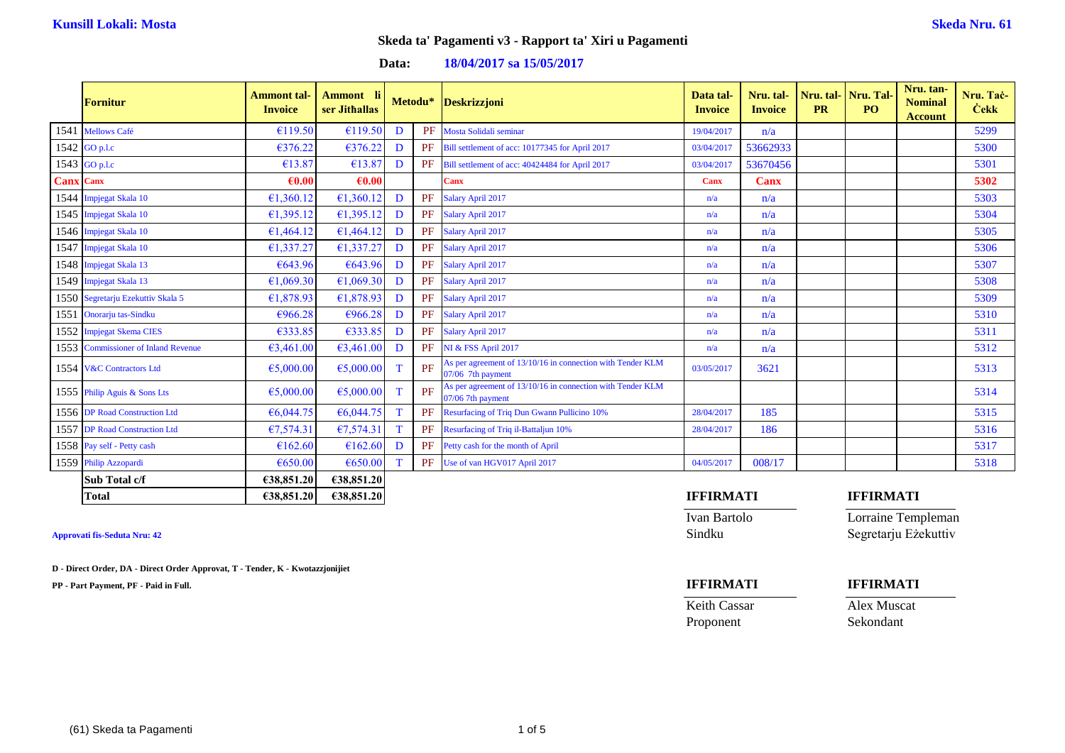**Kunsill Lokali: Mosta** **Skeda Nru. 61**

## Skeda ta' Pagamenti v3 - Rapport ta' Xiri u Pagamenti

**Data: 18/04/2017 sa 15/05/2017**

| | Fornitur | Ammont tal-Invoice | Ammont li ser Jithallas | Metodu* | | Deskrizzjoni | Data tal-Invoice | Nru. tal-Invoice | Nru. tal-PR | Nru. Tal-PO | Nru. tan-Nominal Account | Nru. Taċ-Ċekk |
|---|---|---|---|---|---|---|---|---|---|---|---|---|
| 1541 | Mellows Café | €119.50 | €119.50 | D | PF | Mosta Solidali seminar | 19/04/2017 | n/a | | | | 5299 |
| 1542 | GO p.l.c | €376.22 | €376.22 | D | PF | Bill settlement of acc: 10177345 for April 2017 | 03/04/2017 | 53662933 | | | | 5300 |
| 1543 | GO p.l.c | €13.87 | €13.87 | D | PF | Bill settlement of acc: 40424484 for April 2017 | 03/04/2017 | 53670456 | | | | 5301 |
| Canx | Canx | €0.00 | €0.00 | | | Canx | Canx | Canx | | | | 5302 |
| 1544 | Impjegat Skala 10 | €1,360.12 | €1,360.12 | D | PF | Salary April 2017 | n/a | n/a | | | | 5303 |
| 1545 | Impjegat Skala 10 | €1,395.12 | €1,395.12 | D | PF | Salary April 2017 | n/a | n/a | | | | 5304 |
| 1546 | Impjegat Skala 10 | €1,464.12 | €1,464.12 | D | PF | Salary April 2017 | n/a | n/a | | | | 5305 |
| 1547 | Impjegat Skala 10 | €1,337.27 | €1,337.27 | D | PF | Salary April 2017 | n/a | n/a | | | | 5306 |
| 1548 | Impjegat Skala 13 | €643.96 | €643.96 | D | PF | Salary April 2017 | n/a | n/a | | | | 5307 |
| 1549 | Impjegat Skala 13 | €1,069.30 | €1,069.30 | D | PF | Salary April 2017 | n/a | n/a | | | | 5308 |
| 1550 | Segretarju Ezekuttiv Skala 5 | €1,878.93 | €1,878.93 | D | PF | Salary April 2017 | n/a | n/a | | | | 5309 |
| 1551 | Onorarju tas-Sindku | €966.28 | €966.28 | D | PF | Salary April 2017 | n/a | n/a | | | | 5310 |
| 1552 | Impjegat Skema CIES | €333.85 | €333.85 | D | PF | Salary April 2017 | n/a | n/a | | | | 5311 |
| 1553 | Commissioner of Inland Revenue | €3,461.00 | €3,461.00 | D | PF | NI & FSS April 2017 | n/a | n/a | | | | 5312 |
| 1554 | V&C Contractors Ltd | €5,000.00 | €5,000.00 | T | PF | As per agreement of 13/10/16 in connection with Tender KLM 07/06 7th payment | 03/05/2017 | 3621 | | | | 5313 |
| 1555 | Philip Aguis & Sons Lts | €5,000.00 | €5,000.00 | T | PF | As per agreement of 13/10/16 in connection with Tender KLM 07/06 7th payment | | | | | | 5314 |
| 1556 | DP Road Construction Ltd | €6,044.75 | €6,044.75 | T | PF | Resurfacing of Triq Dun Gwann Pullicino 10% | 28/04/2017 | 185 | | | | 5315 |
| 1557 | DP Road Construction Ltd | €7,574.31 | €7,574.31 | T | PF | Resurfacing of Triq il-Battaljun 10% | 28/04/2017 | 186 | | | | 5316 |
| 1558 | Pay self - Petty cash | €162.60 | €162.60 | D | PF | Petty cash for the month of April | | | | | | 5317 |
| 1559 | Philip Azzopardi | €650.00 | €650.00 | T | PF | Use of van HGV017 April 2017 | 04/05/2017 | 008/17 | | | | 5318 |
| | **Sub Total c/f** | **€38,851.20** | **€38,851.20** | | | | | | | | | |
| | **Total** | **€38,851.20** | **€38,851.20** | | | | | | | | | |

**Approvati fis-Seduta Nru: 42**

**D - Direct Order, DA - Direct Order Approvat, T - Tender, K - Kwotazzjonijiet**

**PP - Part Payment, PF - Paid in Full.**

| **IFFIRMATI** | **IFFIRMATI** |
|---|---|
| Ivan Bartolo | Lorraine Templeman |
| Sindku | Segretarju Eżekuttiv |

| **IFFIRMATI** | **IFFIRMATI** |
|---|---|
| Keith Cassar | Alex Muscat |
| Proponent | Sekondant |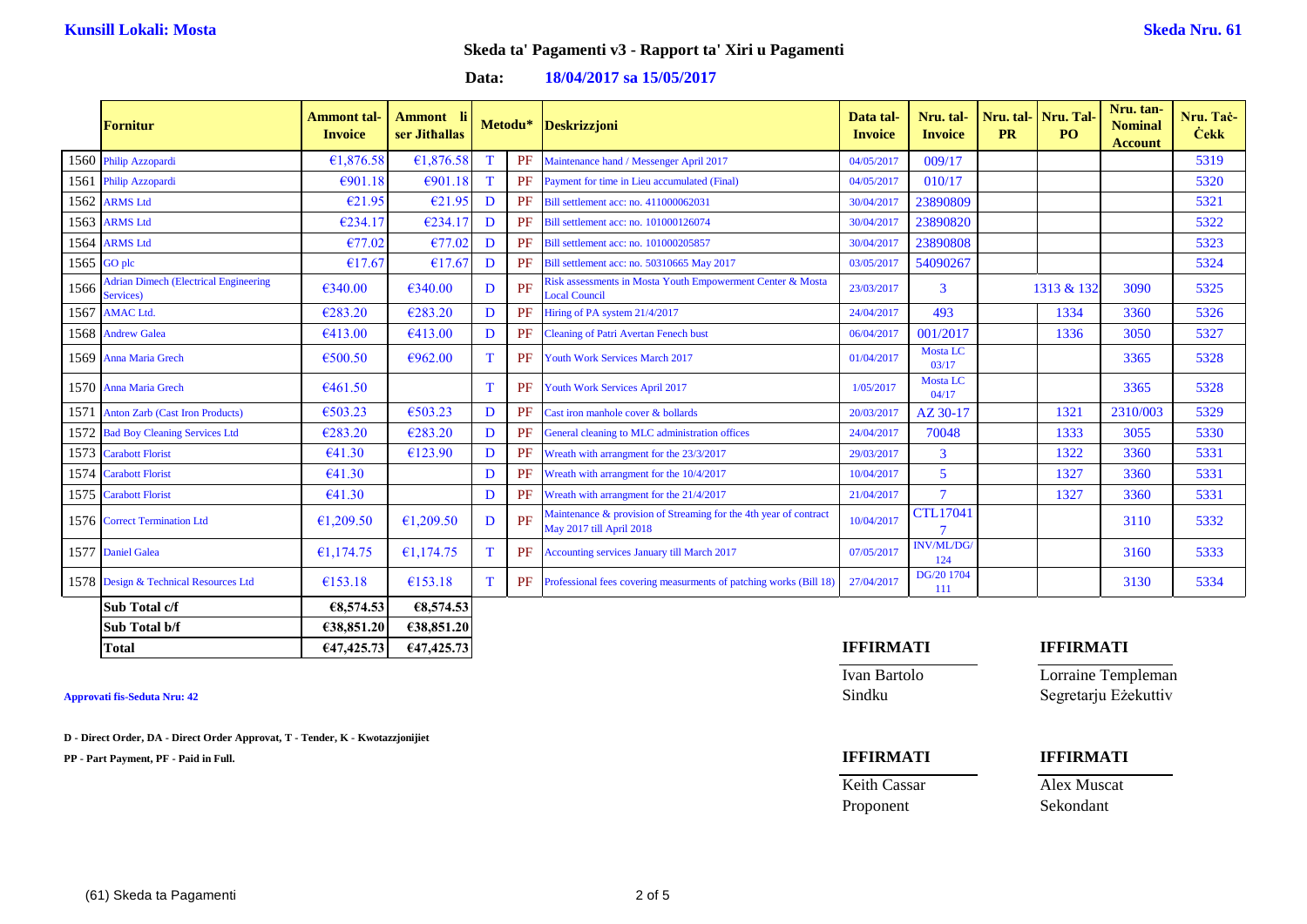**Kunsill Lokali: Mosta** **Skeda Nru. 61**

## Skeda ta' Pagamenti v3 - Rapport ta' Xiri u Pagamenti

**Data: 18/04/2017 sa 15/05/2017**

| | Fornitur | Ammont tal-Invoice | Ammont li ser Jitħallas | Metodu* | | Deskrizzjoni | Data tal-Invoice | Nru. tal-Invoice | Nru. tal-PR | Nru. Tal-PO | Nru. tan-Nominal Account | Nru. Taċ-Ċekk |
|---|---|---|---|---|---|---|---|---|---|---|---|---|
| 1560 | Philip Azzopardi | €1,876.58 | €1,876.58 | T | PF | Maintenance hand / Messenger April 2017 | 04/05/2017 | 009/17 | | | | 5319 |
| 1561 | Philip Azzopardi | €901.18 | €901.18 | T | PF | Payment for time in Lieu accumulated (Final) | 04/05/2017 | 010/17 | | | | 5320 |
| 1562 | ARMS Ltd | €21.95 | €21.95 | D | PF | Bill settlement acc: no. 411000062031 | 30/04/2017 | 23890809 | | | | 5321 |
| 1563 | ARMS Ltd | €234.17 | €234.17 | D | PF | Bill settlement acc: no. 101000126074 | 30/04/2017 | 23890820 | | | | 5322 |
| 1564 | ARMS Ltd | €77.02 | €77.02 | D | PF | Bill settlement acc: no. 101000205857 | 30/04/2017 | 23890808 | | | | 5323 |
| 1565 | GO plc | €17.67 | €17.67 | D | PF | Bill settlement acc: no. 50310665 May 2017 | 03/05/2017 | 54090267 | | | | 5324 |
| 1566 | Adrian Dimech (Electrical Engineering Services) | €340.00 | €340.00 | D | PF | Risk assessments in Mosta Youth Empowerment Center & Mosta Local Council | 23/03/2017 | 3 | | 1313 & 132 | 3090 | 5325 |
| 1567 | AMAC Ltd. | €283.20 | €283.20 | D | PF | Hiring of PA system 21/4/2017 | 24/04/2017 | 493 | | 1334 | 3360 | 5326 |
| 1568 | Andrew Galea | €413.00 | €413.00 | D | PF | Cleaning of Patri Avertan Fenech bust | 06/04/2017 | 001/2017 | | 1336 | 3050 | 5327 |
| 1569 | Anna Maria Grech | €500.50 | €962.00 | T | PF | Youth Work Services March 2017 | 01/04/2017 | Mosta LC 03/17 | | | 3365 | 5328 |
| 1570 | Anna Maria Grech | €461.50 | | T | PF | Youth Work Services April 2017 | 1/05/2017 | Mosta LC 04/17 | | | 3365 | 5328 |
| 1571 | Anton Zarb (Cast Iron Products) | €503.23 | €503.23 | D | PF | Cast iron manhole cover & bollards | 20/03/2017 | AZ 30-17 | | 1321 | 2310/003 | 5329 |
| 1572 | Bad Boy Cleaning Services Ltd | €283.20 | €283.20 | D | PF | General cleaning to MLC administration offices | 24/04/2017 | 70048 | | 1333 | 3055 | 5330 |
| 1573 | Carabott Florist | €41.30 | €123.90 | D | PF | Wreath with arrangment for the 23/3/2017 | 29/03/2017 | 3 | | 1322 | 3360 | 5331 |
| 1574 | Carabott Florist | €41.30 | | D | PF | Wreath with arrangment for the 10/4/2017 | 10/04/2017 | 5 | | 1327 | 3360 | 5331 |
| 1575 | Carabott Florist | €41.30 | | D | PF | Wreath with arrangment for the 21/4/2017 | 21/04/2017 | 7 | | 1327 | 3360 | 5331 |
| 1576 | Correct Termination Ltd | €1,209.50 | €1,209.50 | D | PF | Maintenance & provision of Streaming for the 4th year of contract May 2017 till April 2018 | 10/04/2017 | CTL170417 | | | 3110 | 5332 |
| 1577 | Daniel Galea | €1,174.75 | €1,174.75 | T | PF | Accounting services January till March 2017 | 07/05/2017 | INV/ML/DG/124 | | | 3160 | 5333 |
| 1578 | Design & Technical Resources Ltd | €153.18 | €153.18 | T | PF | Professional fees covering measurments of patching works (Bill 18) | 27/04/2017 | DG/20 1704 111 | | | 3130 | 5334 |
| | **Sub Total c/f** | **€8,574.53** | **€8,574.53** | | | | | | | | | |
| | **Sub Total b/f** | **€38,851.20** | **€38,851.20** | | | | | | | | | |
| | **Total** | **€47,425.73** | **€47,425.73** | | | | | | | | | |

**Approvati fis-Seduta Nru: 42**

**D - Direct Order, DA - Direct Order Approvat, T - Tender, K - Kwotazzjonijiet**

**PP - Part Payment, PF - Paid in Full.**

| **IFFIRMATI** | **IFFIRMATI** |
|---|---|
| Ivan Bartolo | Lorraine Templeman |
| Sindku | Segretarju Eżekuttiv |
| **IFFIRMATI** | **IFFIRMATI** |
| Keith Cassar | Alex Muscat |
| Proponent | Sekondant |

(61) Skeda ta Pagamenti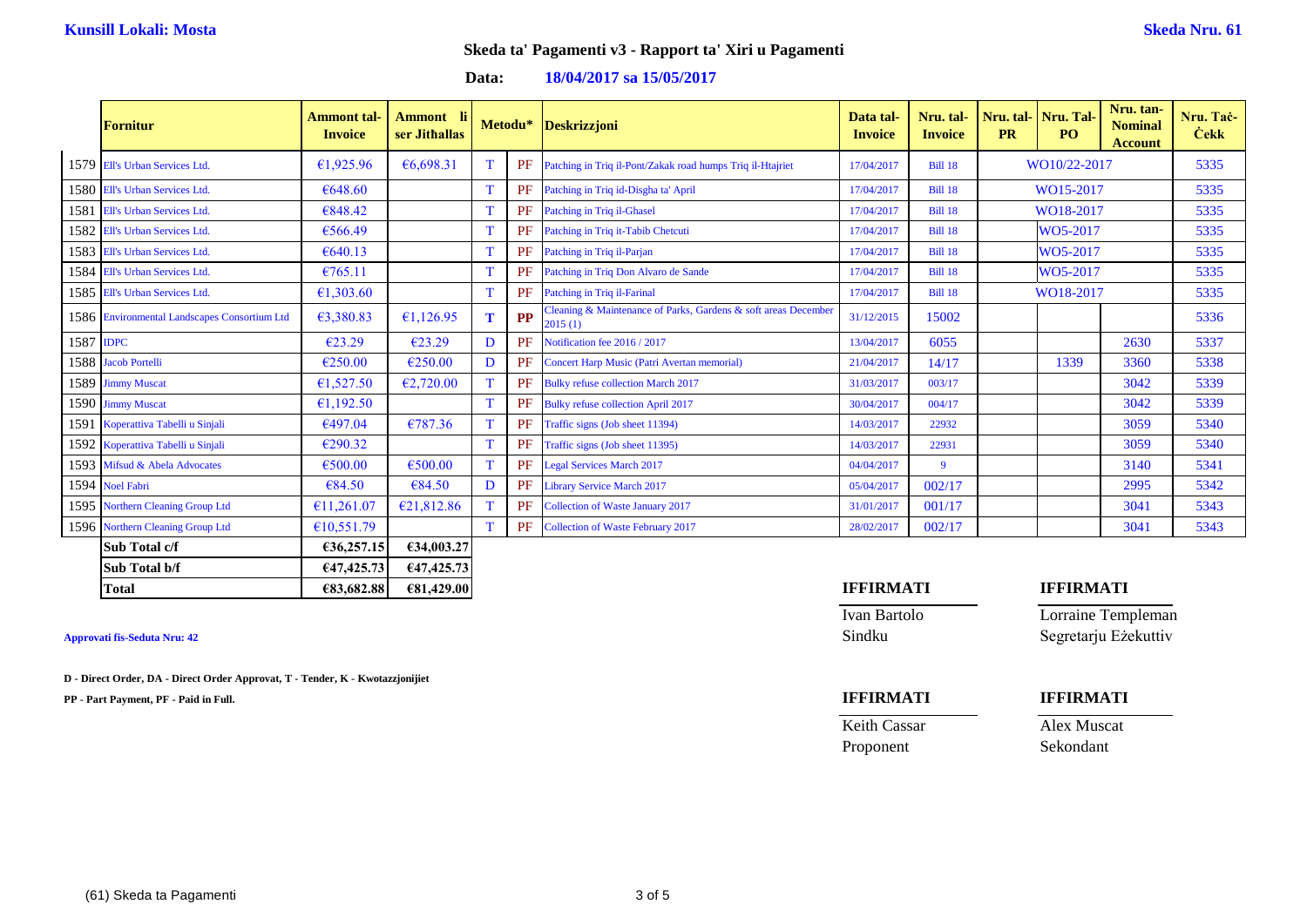**Kunsill Lokali: Mosta** **Skeda Nru. 61**

## Skeda ta' Pagamenti v3 - Rapport ta' Xiri u Pagamenti

**Data: 18/04/2017 sa 15/05/2017**

| | Fornitur | Ammont tal-Invoice | Ammont li ser Jitħallas | Metodu* | | Deskrizzjoni | Data tal-Invoice | Nru. tal-Invoice | Nru. tal-PR | Nru. Tal-PO | Nru. tan-Nominal Account | Nru. Taċ-Ċekk |
|---|---|---|---|---|---|---|---|---|---|---|---|---|
| 1579 | Ell's Urban Services Ltd. | €1,925.96 | €6,698.31 | T | PF | Patching in Triq il-Pont/Zakak road humps Triq il-Htajriet | 17/04/2017 | Bill 18 | WO10/22-2017 | | | 5335 |
| 1580 | Ell's Urban Services Ltd. | €648.60 | | T | PF | Patching in Triq id-Disgha ta' April | 17/04/2017 | Bill 18 | WO15-2017 | | | 5335 |
| 1581 | Ell's Urban Services Ltd. | €848.42 | | T | PF | Patching in Triq il-Ghasel | 17/04/2017 | Bill 18 | WO18-2017 | | | 5335 |
| 1582 | Ell's Urban Services Ltd. | €566.49 | | T | PF | Patching in Triq it-Tabib Chetcuti | 17/04/2017 | Bill 18 | | WO5-2017 | | 5335 |
| 1583 | Ell's Urban Services Ltd. | €640.13 | | T | PF | Patching in Triq il-Parjan | 17/04/2017 | Bill 18 | | WO5-2017 | | 5335 |
| 1584 | Ell's Urban Services Ltd. | €765.11 | | T | PF | Patching in Triq Don Alvaro de Sande | 17/04/2017 | Bill 18 | | WO5-2017 | | 5335 |
| 1585 | Ell's Urban Services Ltd. | €1,303.60 | | T | PF | Patching in Triq il-Farinal | 17/04/2017 | Bill 18 | WO18-2017 | | | 5335 |
| 1586 | Environmental Landscapes Consortium Ltd | €3,380.83 | €1,126.95 | T | PP | Cleaning & Maintenance of Parks, Gardens & soft areas December 2015 (1) | 31/12/2015 | 15002 | | | | 5336 |
| 1587 | IDPC | €23.29 | €23.29 | D | PF | Notification fee 2016 / 2017 | 13/04/2017 | 6055 | | | 2630 | 5337 |
| 1588 | Jacob Portelli | €250.00 | €250.00 | D | PF | Concert Harp Music (Patri Avertan memorial) | 21/04/2017 | 14/17 | | 1339 | 3360 | 5338 |
| 1589 | Jimmy Muscat | €1,527.50 | €2,720.00 | T | PF | Bulky refuse collection March 2017 | 31/03/2017 | 003/17 | | | 3042 | 5339 |
| 1590 | Jimmy Muscat | €1,192.50 | | T | PF | Bulky refuse collection April 2017 | 30/04/2017 | 004/17 | | | 3042 | 5339 |
| 1591 | Koperattiva Tabelli u Sinjali | €497.04 | €787.36 | T | PF | Traffic signs (Job sheet 11394) | 14/03/2017 | 22932 | | | 3059 | 5340 |
| 1592 | Koperattiva Tabelli u Sinjali | €290.32 | | T | PF | Traffic signs (Job sheet 11395) | 14/03/2017 | 22931 | | | 3059 | 5340 |
| 1593 | Mifsud & Abela Advocates | €500.00 | €500.00 | T | PF | Legal Services March 2017 | 04/04/2017 | 9 | | | 3140 | 5341 |
| 1594 | Noel Fabri | €84.50 | €84.50 | D | PF | Library Service March 2017 | 05/04/2017 | 002/17 | | | 2995 | 5342 |
| 1595 | Northern Cleaning Group Ltd | €11,261.07 | €21,812.86 | T | PF | Collection of Waste January 2017 | 31/01/2017 | 001/17 | | | 3041 | 5343 |
| 1596 | Northern Cleaning Group Ltd | €10,551.79 | | T | PF | Collection of Waste February 2017 | 28/02/2017 | 002/17 | | | 3041 | 5343 |
| | **Sub Total c/f** | **€36,257.15** | **€34,003.27** | | | | | | | | | |
| | **Sub Total b/f** | **€47,425.73** | **€47,425.73** | | | | | | | | | |
| | **Total** | **€83,682.88** | **€81,429.00** | | | | | | | | | |

**Approvati fis-Seduta Nru: 42**

**D - Direct Order, DA - Direct Order Approvat, T - Tender, K - Kwotazzjonijiet**

**PP - Part Payment, PF - Paid in Full.**

| **IFFIRMATI** | **IFFIRMATI** |
|---|---|
| Ivan Bartolo | Lorraine Templeman |
| Sindku | Segretarju Eżekuttiv |

| **IFFIRMATI** | **IFFIRMATI** |
|---|---|
| Keith Cassar | Alex Muscat |
| Proponent | Sekondant |

(61) Skeda ta Pagamenti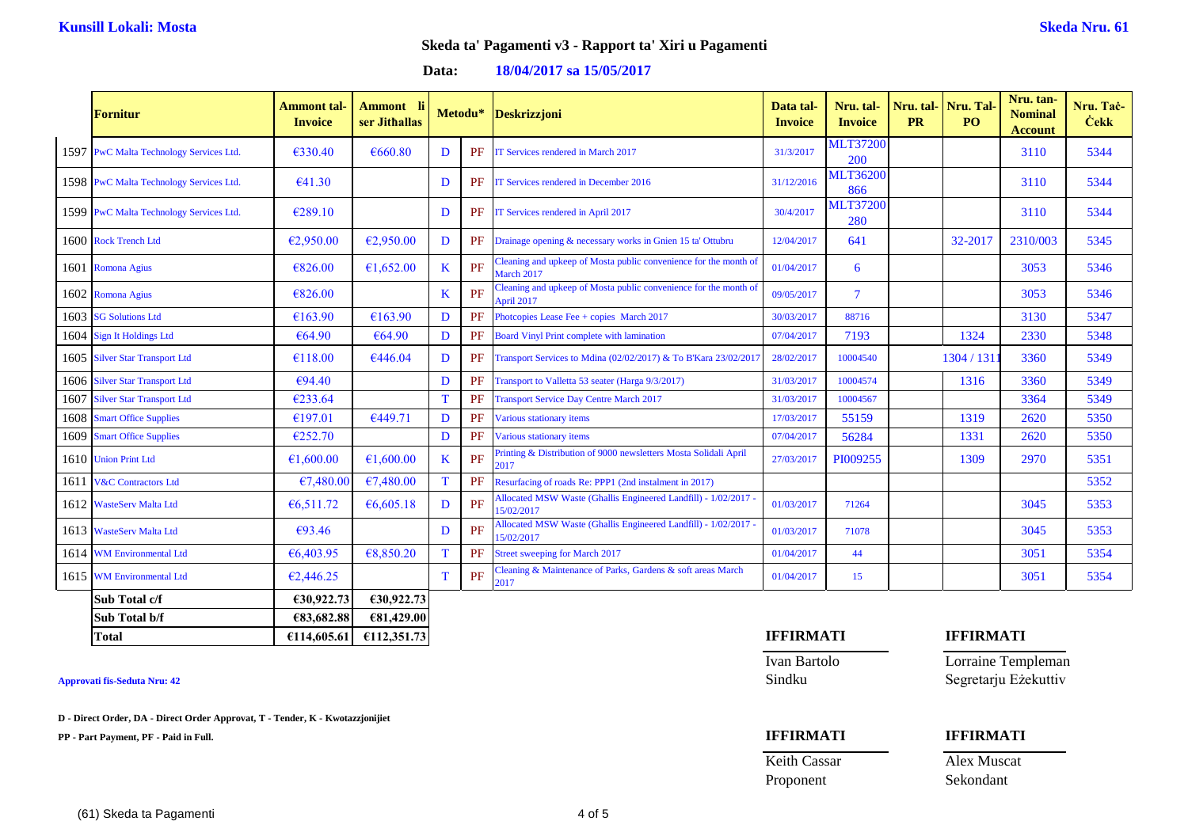**Kunsill Lokali: Mosta** **Skeda Nru. 61**

## Skeda ta' Pagamenti v3 - Rapport ta' Xiri u Pagamenti

**Data:** **18/04/2017 sa 15/05/2017**

| | Fornitur | Ammont tal-Invoice | Ammont li ser Jitħallas | Metodu* | | Deskrizzjoni | Data tal-Invoice | Nru. tal-Invoice | Nru. tal-PR | Nru. Tal-PO | Nru. tan-Nominal Account | Nru. Taċ-Ċekk |
|---|---|---|---|---|---|---|---|---|---|---|---|---|
| 1597 | PwC Malta Technology Services Ltd. | €330.40 | €660.80 | D | PF | IT Services rendered in March 2017 | 31/3/2017 | MLT37200200 | | | 3110 | 5344 |
| 1598 | PwC Malta Technology Services Ltd. | €41.30 | | D | PF | IT Services rendered in December 2016 | 31/12/2016 | MLT36200866 | | | 3110 | 5344 |
| 1599 | PwC Malta Technology Services Ltd. | €289.10 | | D | PF | IT Services rendered in April 2017 | 30/4/2017 | MLT37200280 | | | 3110 | 5344 |
| 1600 | Rock Trench Ltd | €2,950.00 | €2,950.00 | D | PF | Drainage opening & necessary works in Gnien 15 ta' Ottubru | 12/04/2017 | 641 | | 32-2017 | 2310/003 | 5345 |
| 1601 | Romona Agius | €826.00 | €1,652.00 | K | PF | Cleaning and upkeep of Mosta public convenience for the month of March 2017 | 01/04/2017 | 6 | | | 3053 | 5346 |
| 1602 | Romona Agius | €826.00 | | K | PF | Cleaning and upkeep of Mosta public convenience for the month of April 2017 | 09/05/2017 | 7 | | | 3053 | 5346 |
| 1603 | SG Solutions Ltd | €163.90 | €163.90 | D | PF | Photcopies Lease Fee + copies March 2017 | 30/03/2017 | 88716 | | | 3130 | 5347 |
| 1604 | Sign It Holdings Ltd | €64.90 | €64.90 | D | PF | Board Vinyl Print complete with lamination | 07/04/2017 | 7193 | | 1324 | 2330 | 5348 |
| 1605 | Silver Star Transport Ltd | €118.00 | €446.04 | D | PF | Transport Services to Mdina (02/02/2017) & To B'Kara 23/02/2017 | 28/02/2017 | 10004540 | | 1304 / 1311 | 3360 | 5349 |
| 1606 | Silver Star Transport Ltd | €94.40 | | D | PF | Transport to Valletta 53 seater (Harga 9/3/2017) | 31/03/2017 | 10004574 | | 1316 | 3360 | 5349 |
| 1607 | Silver Star Transport Ltd | €233.64 | | T | PF | Transport Service Day Centre March 2017 | 31/03/2017 | 10004567 | | | 3364 | 5349 |
| 1608 | Smart Office Supplies | €197.01 | €449.71 | D | PF | Various stationary items | 17/03/2017 | 55159 | | 1319 | 2620 | 5350 |
| 1609 | Smart Office Supplies | €252.70 | | D | PF | Various stationary items | 07/04/2017 | 56284 | | 1331 | 2620 | 5350 |
| 1610 | Union Print Ltd | €1,600.00 | €1,600.00 | K | PF | Printing & Distribution of 9000 newsletters Mosta Solidali April 2017 | 27/03/2017 | PI009255 | | 1309 | 2970 | 5351 |
| 1611 | V&C Contractors Ltd | €7,480.00 | €7,480.00 | T | PF | Resurfacing of roads Re: PPP1 (2nd instalment in 2017) | | | | | | 5352 |
| 1612 | WasteServ Malta Ltd | €6,511.72 | €6,605.18 | D | PF | Allocated MSW Waste (Ghallis Engineered Landfill) - 1/02/2017 - 15/02/2017 | 01/03/2017 | 71264 | | | 3045 | 5353 |
| 1613 | WasteServ Malta Ltd | €93.46 | | D | PF | Allocated MSW Waste (Ghallis Engineered Landfill) - 1/02/2017 - 15/02/2017 | 01/03/2017 | 71078 | | | 3045 | 5353 |
| 1614 | WM Environmental Ltd | €6,403.95 | €8,850.20 | T | PF | Street sweeping for March 2017 | 01/04/2017 | 44 | | | 3051 | 5354 |
| 1615 | WM Environmental Ltd | €2,446.25 | | T | PF | Cleaning & Maintenance of Parks, Gardens & soft areas March 2017 | 01/04/2017 | 15 | | | 3051 | 5354 |
| | **Sub Total c/f** | **€30,922.73** | **€30,922.73** | | | | | | | | | |
| | **Sub Total b/f** | **€83,682.88** | **€81,429.00** | | | | | | | | | |
| | **Total** | **€114,605.61** | **€112,351.73** | | | | | | | | | |

**Approvati fis-Seduta Nru: 42**

**D - Direct Order, DA - Direct Order Approvat, T - Tender, K - Kwotazzjonijiet**

**PP - Part Payment, PF - Paid in Full.**

| **IFFIRMATI** | **IFFIRMATI** |
|---|---|
| Ivan Bartolo | Lorraine Templeman |
| Sindku | Segretarju Eżekuttiv |

| **IFFIRMATI** | **IFFIRMATI** |
|---|---|
| Keith Cassar | Alex Muscat |
| Proponent | Sekondant |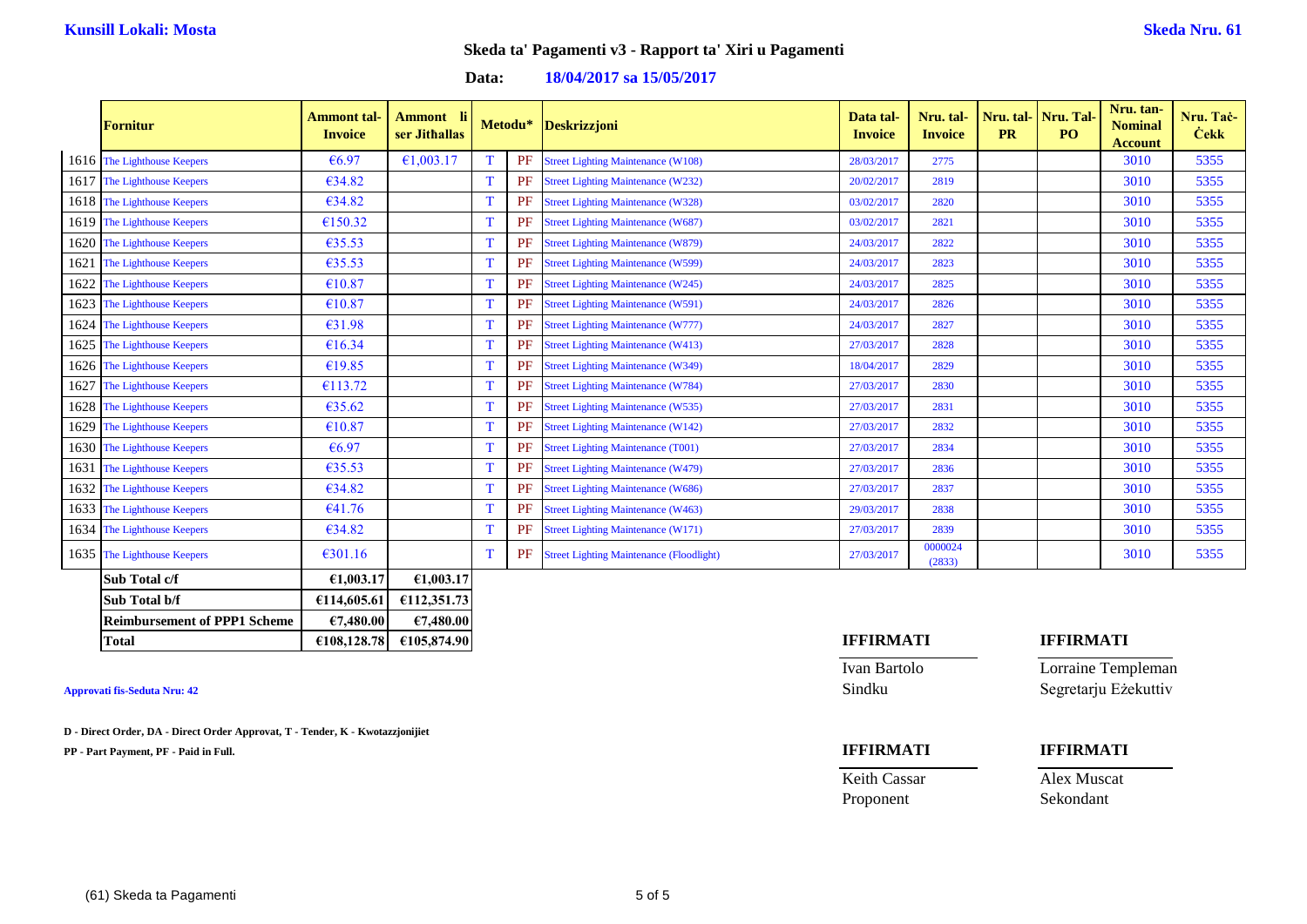**Kunsill Lokali: Mosta** **Skeda Nru. 61**

## Skeda ta' Pagamenti v3 - Rapport ta' Xiri u Pagamenti

**Data: 18/04/2017 sa 15/05/2017**

| | Fornitur | Ammont tal-Invoice | Ammont li ser Jithallas | Metodu* | | Deskrizzjoni | Data tal-Invoice | Nru. tal-Invoice | Nru. tal-PR | Nru. Tal-PO | Nru. tan-Nominal Account | Nru. Taċ-Ċekk |
|---|---|---|---|---|---|---|---|---|---|---|---|---|
| 1616 | The Lighthouse Keepers | €6.97 | €1,003.17 | T | PF | Street Lighting Maintenance (W108) | 28/03/2017 | 2775 | | | 3010 | 5355 |
| 1617 | The Lighthouse Keepers | €34.82 | | T | PF | Street Lighting Maintenance (W232) | 20/02/2017 | 2819 | | | 3010 | 5355 |
| 1618 | The Lighthouse Keepers | €34.82 | | T | PF | Street Lighting Maintenance (W328) | 03/02/2017 | 2820 | | | 3010 | 5355 |
| 1619 | The Lighthouse Keepers | €150.32 | | T | PF | Street Lighting Maintenance (W687) | 03/02/2017 | 2821 | | | 3010 | 5355 |
| 1620 | The Lighthouse Keepers | €35.53 | | T | PF | Street Lighting Maintenance (W879) | 24/03/2017 | 2822 | | | 3010 | 5355 |
| 1621 | The Lighthouse Keepers | €35.53 | | T | PF | Street Lighting Maintenance (W599) | 24/03/2017 | 2823 | | | 3010 | 5355 |
| 1622 | The Lighthouse Keepers | €10.87 | | T | PF | Street Lighting Maintenance (W245) | 24/03/2017 | 2825 | | | 3010 | 5355 |
| 1623 | The Lighthouse Keepers | €10.87 | | T | PF | Street Lighting Maintenance (W591) | 24/03/2017 | 2826 | | | 3010 | 5355 |
| 1624 | The Lighthouse Keepers | €31.98 | | T | PF | Street Lighting Maintenance (W777) | 24/03/2017 | 2827 | | | 3010 | 5355 |
| 1625 | The Lighthouse Keepers | €16.34 | | T | PF | Street Lighting Maintenance (W413) | 27/03/2017 | 2828 | | | 3010 | 5355 |
| 1626 | The Lighthouse Keepers | €19.85 | | T | PF | Street Lighting Maintenance (W349) | 18/04/2017 | 2829 | | | 3010 | 5355 |
| 1627 | The Lighthouse Keepers | €113.72 | | T | PF | Street Lighting Maintenance (W784) | 27/03/2017 | 2830 | | | 3010 | 5355 |
| 1628 | The Lighthouse Keepers | €35.62 | | T | PF | Street Lighting Maintenance (W535) | 27/03/2017 | 2831 | | | 3010 | 5355 |
| 1629 | The Lighthouse Keepers | €10.87 | | T | PF | Street Lighting Maintenance (W142) | 27/03/2017 | 2832 | | | 3010 | 5355 |
| 1630 | The Lighthouse Keepers | €6.97 | | T | PF | Street Lighting Maintenance (T001) | 27/03/2017 | 2834 | | | 3010 | 5355 |
| 1631 | The Lighthouse Keepers | €35.53 | | T | PF | Street Lighting Maintenance (W479) | 27/03/2017 | 2836 | | | 3010 | 5355 |
| 1632 | The Lighthouse Keepers | €34.82 | | T | PF | Street Lighting Maintenance (W686) | 27/03/2017 | 2837 | | | 3010 | 5355 |
| 1633 | The Lighthouse Keepers | €41.76 | | T | PF | Street Lighting Maintenance (W463) | 29/03/2017 | 2838 | | | 3010 | 5355 |
| 1634 | The Lighthouse Keepers | €34.82 | | T | PF | Street Lighting Maintenance (W171) | 27/03/2017 | 2839 | | | 3010 | 5355 |
| 1635 | The Lighthouse Keepers | €301.16 | | T | PF | Street Lighting Maintenance (Floodlight) | 27/03/2017 | 0000024 (2833) | | | 3010 | 5355 |

| | | |
|---|---|---|
| **Sub Total c/f** | **€1,003.17** | **€1,003.17** |
| **Sub Total b/f** | **€114,605.61** | **€112,351.73** |
| **Reimbursement of PPP1 Scheme** | **€7,480.00** | **€7,480.00** |
| **Total** | **€108,128.78** | **€105,874.90** |

**Approvati fis-Seduta Nru: 42**

**D - Direct Order, DA - Direct Order Approvat, T - Tender, K - Kwotazzjonijiet**

**PP - Part Payment, PF - Paid in Full.**

**IFFIRMATI**

Ivan Bartolo
Sindku

**IFFIRMATI**

Lorraine Templeman
Segretarju Eżekuttiv

**IFFIRMATI**

Keith Cassar
Proponent

**IFFIRMATI**

Alex Muscat
Sekondant

(61) Skeda ta Pagamenti